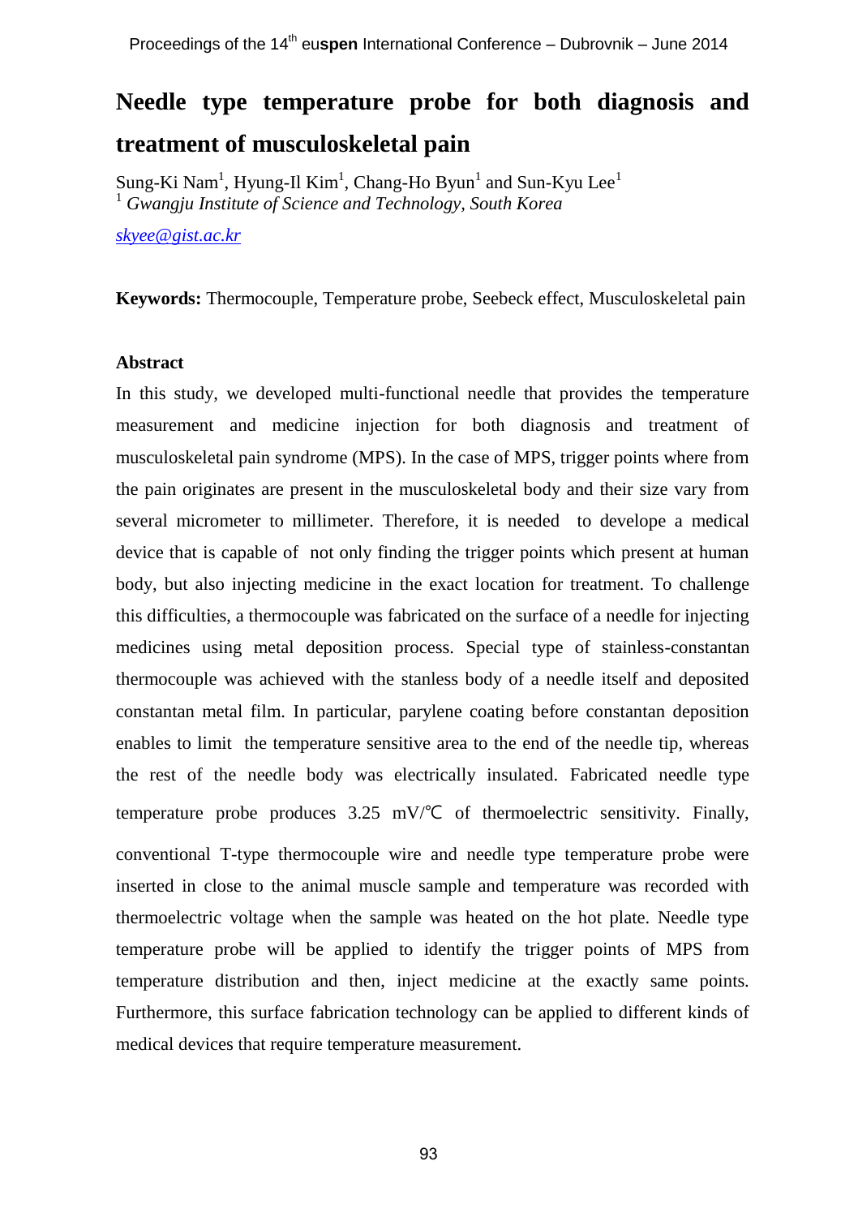# Needle type temperature probe for both diagnosis and treatment of musculoskeletal pain

Sung-Ki Nam[1], Hyung-Il Kim[1], Chang-Ho Byun[1] and Sun-Kyu Lee[1]
[1] *Gwangju Institute of Science and Technology, South Korea*

skyee@gist.ac.kr

**Keywords:** Thermocouple, Temperature probe, Seebeck effect, Musculoskeletal pain

### Abstract

In this study, we developed multi-functional needle that provides the temperature measurement and medicine injection for both diagnosis and treatment of musculoskeletal pain syndrome (MPS). In the case of MPS, trigger points where from the pain originates are present in the musculoskeletal body and their size vary from several micrometer to millimeter. Therefore, it is needed to develope a medical device that is capable of not only finding the trigger points which present at human body, but also injecting medicine in the exact location for treatment. To challenge this difficulties, a thermocouple was fabricated on the surface of a needle for injecting medicines using metal deposition process. Special type of stainless-constantan thermocouple was achieved with the stanless body of a needle itself and deposited constantan metal film. In particular, parylene coating before constantan deposition enables to limit the temperature sensitive area to the end of the needle tip, whereas the rest of the needle body was electrically insulated. Fabricated needle type temperature probe produces 3.25 mV/℃ of thermoelectric sensitivity. Finally, conventional T-type thermocouple wire and needle type temperature probe were inserted in close to the animal muscle sample and temperature was recorded with thermoelectric voltage when the sample was heated on the hot plate. Needle type temperature probe will be applied to identify the trigger points of MPS from temperature distribution and then, inject medicine at the exactly same points. Furthermore, this surface fabrication technology can be applied to different kinds of medical devices that require temperature measurement.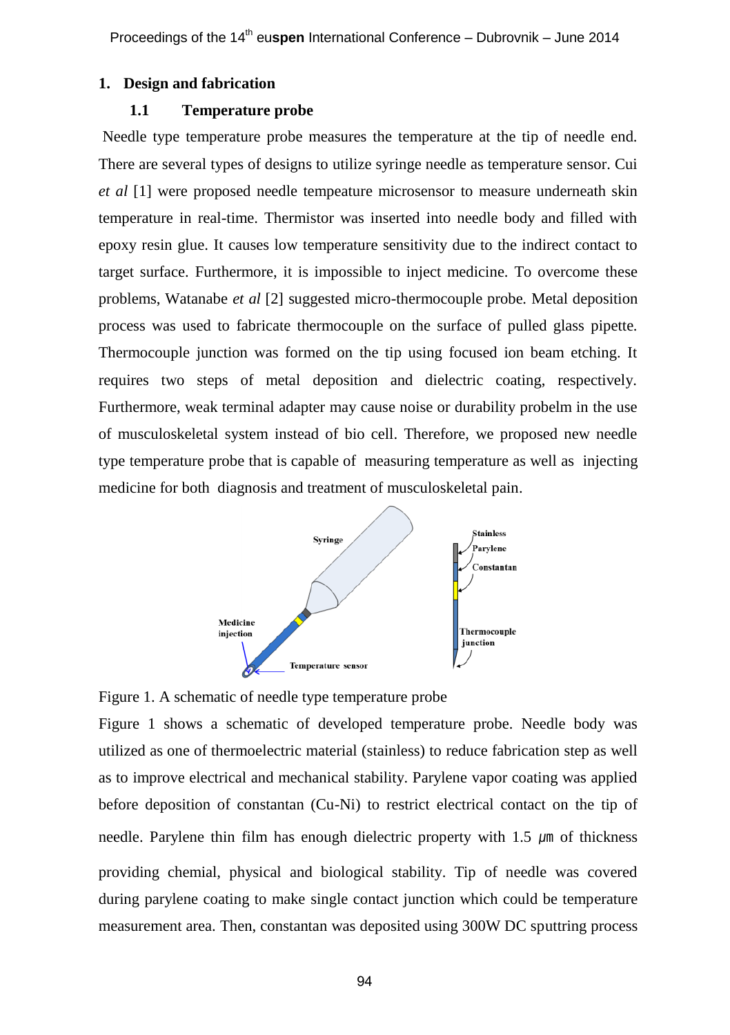## 1. Design and fabrication

### 1.1 Temperature probe

Needle type temperature probe measures the temperature at the tip of needle end. There are several types of designs to utilize syringe needle as temperature sensor. Cui *et al* [1] were proposed needle tempeature microsensor to measure underneath skin temperature in real-time. Thermistor was inserted into needle body and filled with epoxy resin glue. It causes low temperature sensitivity due to the indirect contact to target surface. Furthermore, it is impossible to inject medicine. To overcome these problems, Watanabe *et al* [2] suggested micro-thermocouple probe. Metal deposition process was used to fabricate thermocouple on the surface of pulled glass pipette. Thermocouple junction was formed on the tip using focused ion beam etching. It requires two steps of metal deposition and dielectric coating, respectively. Furthermore, weak terminal adapter may cause noise or durability probelm in the use of musculoskeletal system instead of bio cell. Therefore, we proposed new needle type temperature probe that is capable of measuring temperature as well as injecting medicine for both diagnosis and treatment of musculoskeletal pain.

Figure 1. A schematic of needle type temperature probe

Figure 1 shows a schematic of developed temperature probe. Needle body was utilized as one of thermoelectric material (stainless) to reduce fabrication step as well as to improve electrical and mechanical stability. Parylene vapor coating was applied before deposition of constantan (Cu-Ni) to restrict electrical contact on the tip of needle. Parylene thin film has enough dielectric property with 1.5 $\mu m$ of thickness providing chemial, physical and biological stability. Tip of needle was covered during parylene coating to make single contact junction which could be temperature measurement area. Then, constantan was deposited using 300W DC sputtring process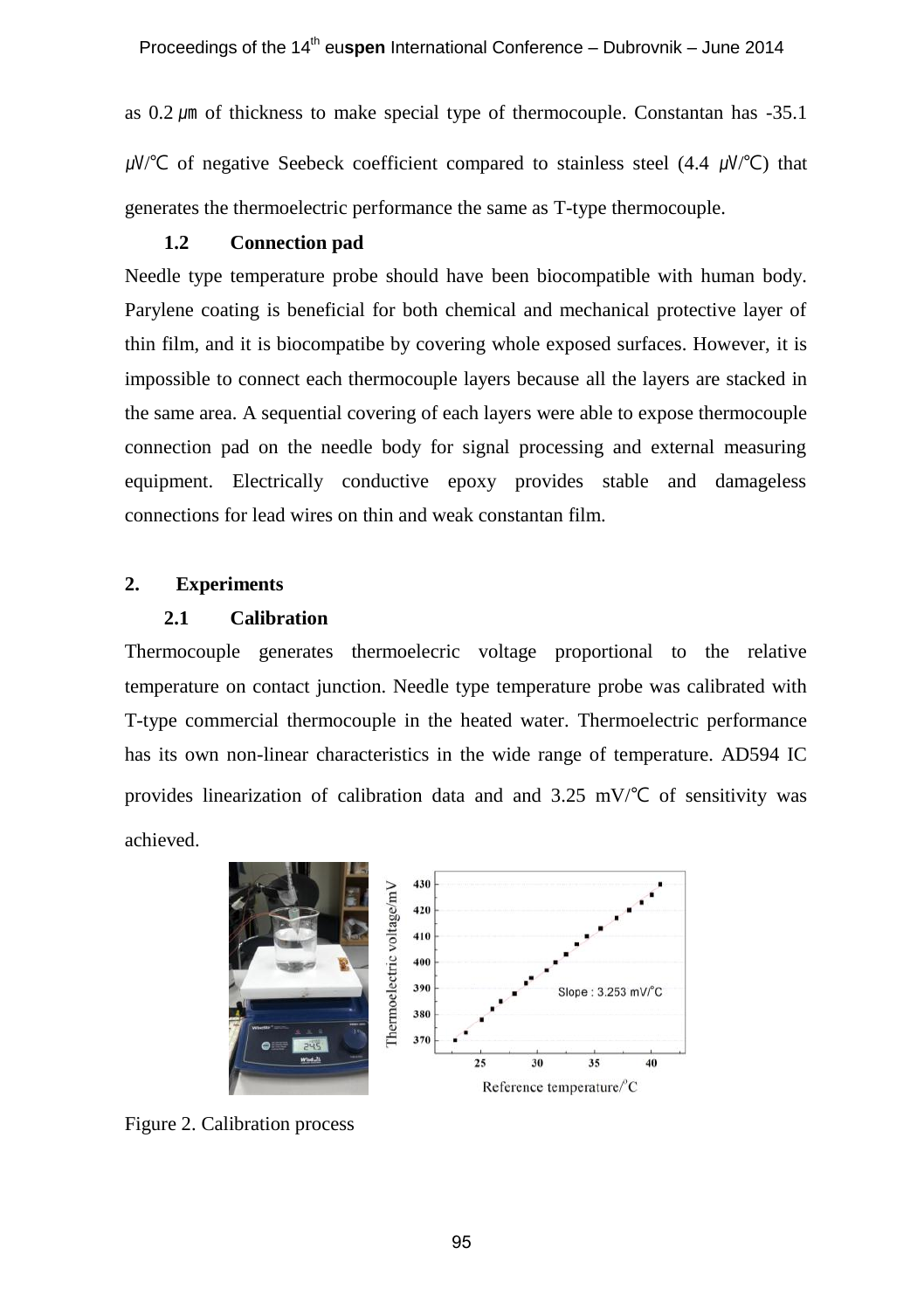as 0.2 ㎛ of thickness to make special type of thermocouple. Constantan has -35.1 ㎶/℃ of negative Seebeck coefficient compared to stainless steel (4.4 ㎶/℃) that generates the thermoelectric performance the same as T-type thermocouple.

### 1.2 Connection pad

Needle type temperature probe should have been biocompatible with human body. Parylene coating is beneficial for both chemical and mechanical protective layer of thin film, and it is biocompatibe by covering whole exposed surfaces. However, it is impossible to connect each thermocouple layers because all the layers are stacked in the same area. A sequential covering of each layers were able to expose thermocouple connection pad on the needle body for signal processing and external measuring equipment. Electrically conductive epoxy provides stable and damageless connections for lead wires on thin and weak constantan film.

## 2. Experiments

### 2.1 Calibration

Thermocouple generates thermoelecric voltage proportional to the relative temperature on contact junction. Needle type temperature probe was calibrated with T-type commercial thermocouple in the heated water. Thermoelectric performance has its own non-linear characteristics in the wide range of temperature. AD594 IC provides linearization of calibration data and and 3.25 mV/℃ of sensitivity was achieved.

Figure 2. Calibration process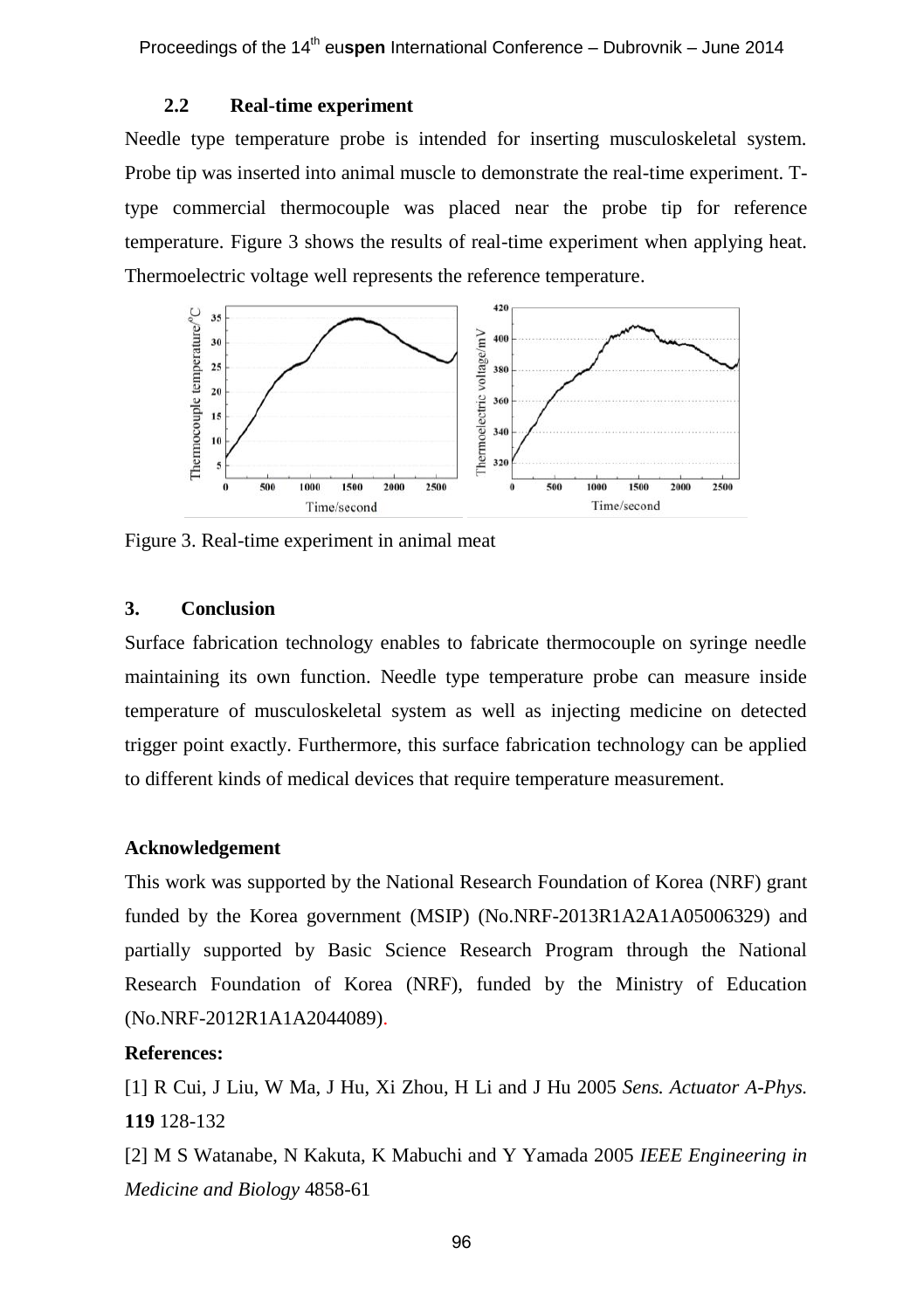### 2.2 Real-time experiment

Needle type temperature probe is intended for inserting musculoskeletal system. Probe tip was inserted into animal muscle to demonstrate the real-time experiment. T-type commercial thermocouple was placed near the probe tip for reference temperature. Figure 3 shows the results of real-time experiment when applying heat. Thermoelectric voltage well represents the reference temperature.

Thermocouple temperature/°C
35
30
25
20
15
10
5
0
500
1000
1500
2000
2500
Time/second

Thermoelectric voltage/mV
420
400
380
360
340
320
0
500
1000
1500
2000
2500
Time/second

Figure 3. Real-time experiment in animal meat

## 3. Conclusion

Surface fabrication technology enables to fabricate thermocouple on syringe needle maintaining its own function. Needle type temperature probe can measure inside temperature of musculoskeletal system as well as injecting medicine on detected trigger point exactly. Furthermore, this surface fabrication technology can be applied to different kinds of medical devices that require temperature measurement.

### Acknowledgement

This work was supported by the National Research Foundation of Korea (NRF) grant funded by the Korea government (MSIP) (No.NRF-2013R1A2A1A05006329) and partially supported by Basic Science Research Program through the National Research Foundation of Korea (NRF), funded by the Ministry of Education (No.NRF-2012R1A1A2044089).

### References:

[1] R Cui, J Liu, W Ma, J Hu, Xi Zhou, H Li and J Hu 2005 *Sens. Actuator A-Phys.* **119** 128-132

[2] M S Watanabe, N Kakuta, K Mabuchi and Y Yamada 2005 *IEEE Engineering in Medicine and Biology* 4858-61